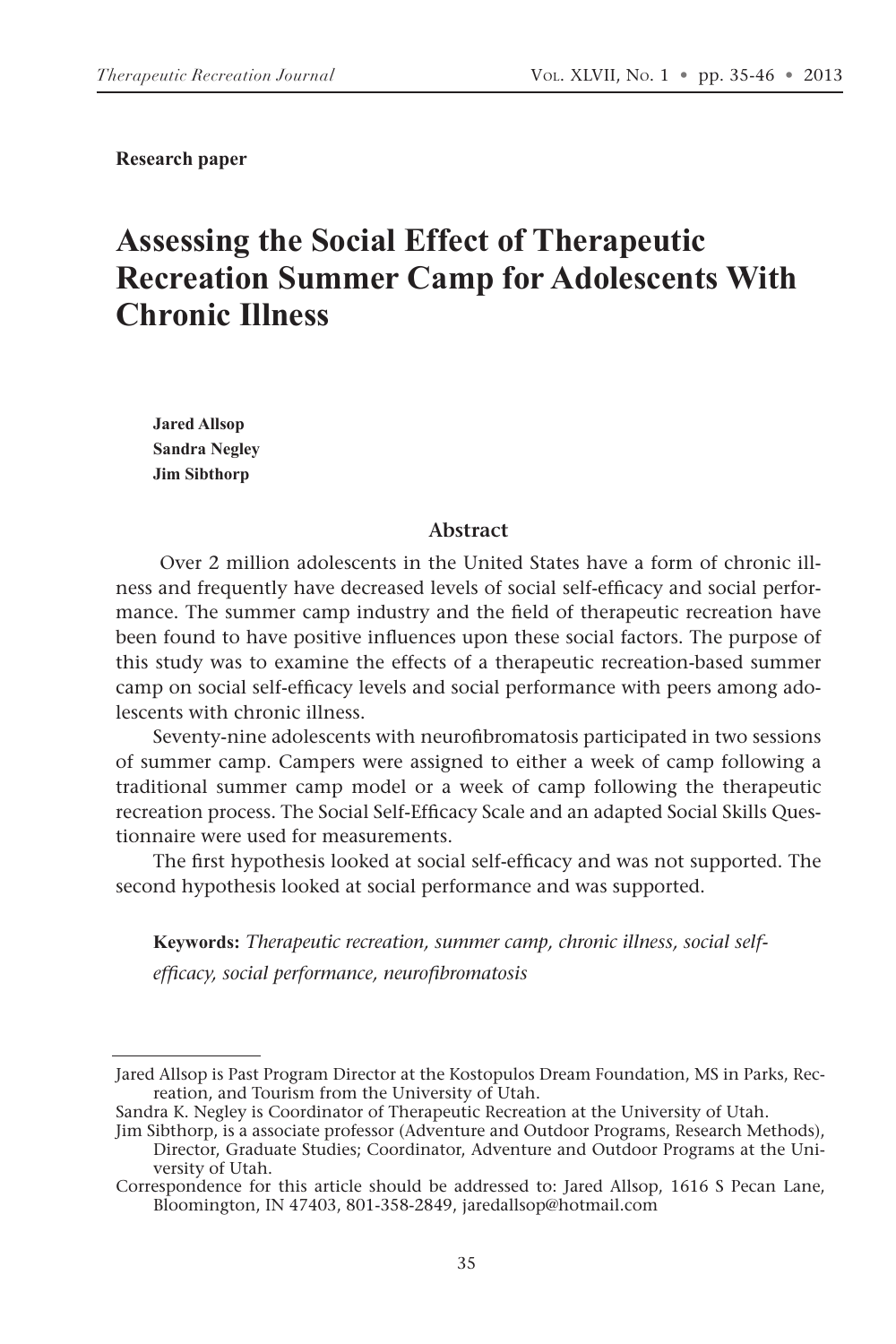**Research paper**

# Assessing the Social Effect of Therapeutic Recreation Summer Camp for Adolescents With Chronic Illness

**Jared Allsop**
**Sandra Negley**
**Jim Sibthorp**

## Abstract

Over 2 million adolescents in the United States have a form of chronic illness and frequently have decreased levels of social self-efficacy and social performance. The summer camp industry and the field of therapeutic recreation have been found to have positive influences upon these social factors. The purpose of this study was to examine the effects of a therapeutic recreation-based summer camp on social self-efficacy levels and social performance with peers among adolescents with chronic illness.

Seventy-nine adolescents with neurofibromatosis participated in two sessions of summer camp. Campers were assigned to either a week of camp following a traditional summer camp model or a week of camp following the therapeutic recreation process. The Social Self-Efficacy Scale and an adapted Social Skills Questionnaire were used for measurements.

The first hypothesis looked at social self-efficacy and was not supported. The second hypothesis looked at social performance and was supported.

**Keywords:** *Therapeutic recreation, summer camp, chronic illness, social self-efficacy, social performance, neurofibromatosis*

---

Jared Allsop is Past Program Director at the Kostopulos Dream Foundation, MS in Parks, Recreation, and Tourism from the University of Utah.

Sandra K. Negley is Coordinator of Therapeutic Recreation at the University of Utah.

Jim Sibthorp, is a associate professor (Adventure and Outdoor Programs, Research Methods), Director, Graduate Studies; Coordinator, Adventure and Outdoor Programs at the University of Utah.

Correspondence for this article should be addressed to: Jared Allsop, 1616 S Pecan Lane, Bloomington, IN 47403, 801-358-2849, jaredallsop@hotmail.com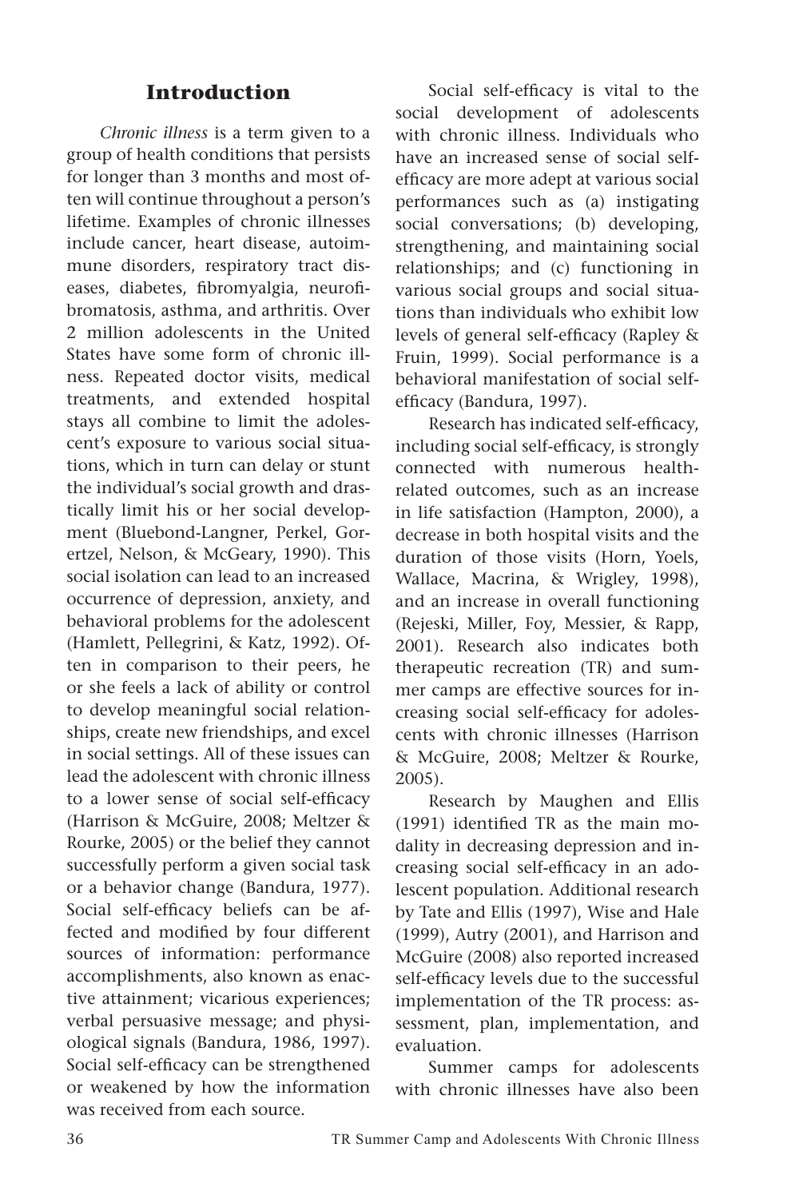## Introduction

*Chronic illness* is a term given to a group of health conditions that persists for longer than 3 months and most often will continue throughout a person's lifetime. Examples of chronic illnesses include cancer, heart disease, autoimmune disorders, respiratory tract diseases, diabetes, fibromyalgia, neurofibromatosis, asthma, and arthritis. Over 2 million adolescents in the United States have some form of chronic illness. Repeated doctor visits, medical treatments, and extended hospital stays all combine to limit the adolescent's exposure to various social situations, which in turn can delay or stunt the individual's social growth and drastically limit his or her social development (Bluebond-Langner, Perkel, Gorertzel, Nelson, & McGeary, 1990). This social isolation can lead to an increased occurrence of depression, anxiety, and behavioral problems for the adolescent (Hamlett, Pellegrini, & Katz, 1992). Often in comparison to their peers, he or she feels a lack of ability or control to develop meaningful social relationships, create new friendships, and excel in social settings. All of these issues can lead the adolescent with chronic illness to a lower sense of social self-efficacy (Harrison & McGuire, 2008; Meltzer & Rourke, 2005) or the belief they cannot successfully perform a given social task or a behavior change (Bandura, 1977). Social self-efficacy beliefs can be affected and modified by four different sources of information: performance accomplishments, also known as enactive attainment; vicarious experiences; verbal persuasive message; and physiological signals (Bandura, 1986, 1997). Social self-efficacy can be strengthened or weakened by how the information was received from each source.

Social self-efficacy is vital to the social development of adolescents with chronic illness. Individuals who have an increased sense of social self-efficacy are more adept at various social performances such as (a) instigating social conversations; (b) developing, strengthening, and maintaining social relationships; and (c) functioning in various social groups and social situations than individuals who exhibit low levels of general self-efficacy (Rapley & Fruin, 1999). Social performance is a behavioral manifestation of social self-efficacy (Bandura, 1997).

Research has indicated self-efficacy, including social self-efficacy, is strongly connected with numerous health-related outcomes, such as an increase in life satisfaction (Hampton, 2000), a decrease in both hospital visits and the duration of those visits (Horn, Yoels, Wallace, Macrina, & Wrigley, 1998), and an increase in overall functioning (Rejeski, Miller, Foy, Messier, & Rapp, 2001). Research also indicates both therapeutic recreation (TR) and summer camps are effective sources for increasing social self-efficacy for adolescents with chronic illnesses (Harrison & McGuire, 2008; Meltzer & Rourke, 2005).

Research by Maughen and Ellis (1991) identified TR as the main modality in decreasing depression and increasing social self-efficacy in an adolescent population. Additional research by Tate and Ellis (1997), Wise and Hale (1999), Autry (2001), and Harrison and McGuire (2008) also reported increased self-efficacy levels due to the successful implementation of the TR process: assessment, plan, implementation, and evaluation.

Summer camps for adolescents with chronic illnesses have also been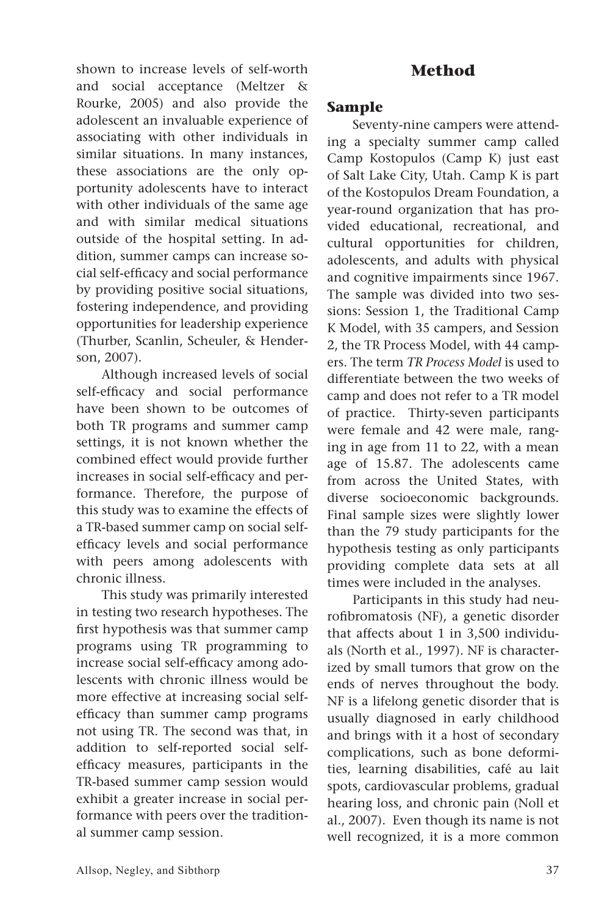shown to increase levels of self-worth and social acceptance (Meltzer & Rourke, 2005) and also provide the adolescent an invaluable experience of associating with other individuals in similar situations. In many instances, these associations are the only opportunity adolescents have to interact with other individuals of the same age and with similar medical situations outside of the hospital setting. In addition, summer camps can increase social self-efficacy and social performance by providing positive social situations, fostering independence, and providing opportunities for leadership experience (Thurber, Scanlin, Scheuler, & Henderson, 2007).

Although increased levels of social self-efficacy and social performance have been shown to be outcomes of both TR programs and summer camp settings, it is not known whether the combined effect would provide further increases in social self-efficacy and performance. Therefore, the purpose of this study was to examine the effects of a TR-based summer camp on social self-efficacy levels and social performance with peers among adolescents with chronic illness.

This study was primarily interested in testing two research hypotheses. The first hypothesis was that summer camp programs using TR programming to increase social self-efficacy among adolescents with chronic illness would be more effective at increasing social self-efficacy than summer camp programs not using TR. The second was that, in addition to self-reported social self-efficacy measures, participants in the TR-based summer camp session would exhibit a greater increase in social performance with peers over the traditional summer camp session.

## Method

### Sample

Seventy-nine campers were attending a specialty summer camp called Camp Kostopulos (Camp K) just east of Salt Lake City, Utah. Camp K is part of the Kostopulos Dream Foundation, a year-round organization that has provided educational, recreational, and cultural opportunities for children, adolescents, and adults with physical and cognitive impairments since 1967. The sample was divided into two sessions: Session 1, the Traditional Camp K Model, with 35 campers, and Session 2, the TR Process Model, with 44 campers. The term *TR Process Model* is used to differentiate between the two weeks of camp and does not refer to a TR model of practice. Thirty-seven participants were female and 42 were male, ranging in age from 11 to 22, with a mean age of 15.87. The adolescents came from across the United States, with diverse socioeconomic backgrounds. Final sample sizes were slightly lower than the 79 study participants for the hypothesis testing as only participants providing complete data sets at all times were included in the analyses.

Participants in this study had neurofibromatosis (NF), a genetic disorder that affects about 1 in 3,500 individuals (North et al., 1997). NF is characterized by small tumors that grow on the ends of nerves throughout the body. NF is a lifelong genetic disorder that is usually diagnosed in early childhood and brings with it a host of secondary complications, such as bone deformities, learning disabilities, café au lait spots, cardiovascular problems, gradual hearing loss, and chronic pain (Noll et al., 2007). Even though its name is not well recognized, it is a more common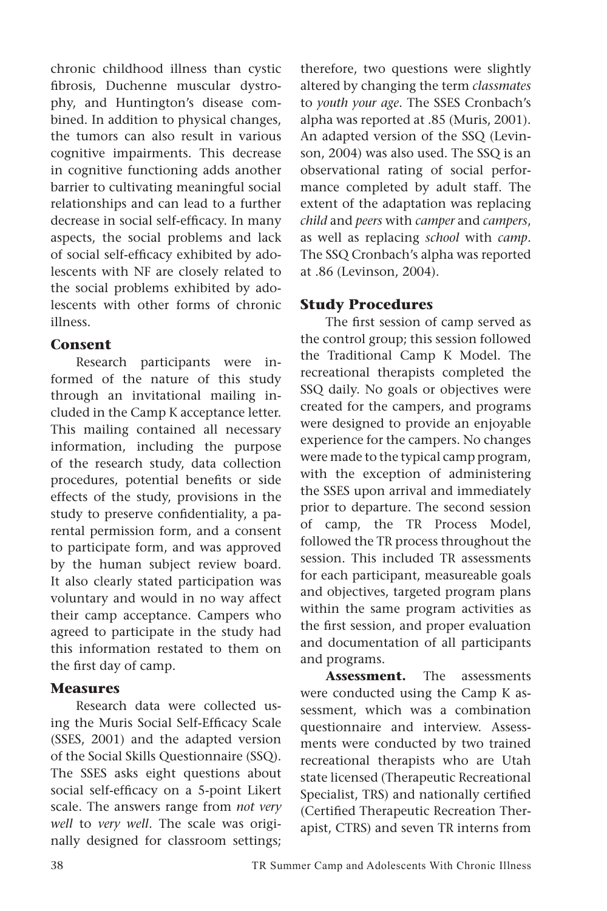chronic childhood illness than cystic fibrosis, Duchenne muscular dystrophy, and Huntington's disease combined. In addition to physical changes, the tumors can also result in various cognitive impairments. This decrease in cognitive functioning adds another barrier to cultivating meaningful social relationships and can lead to a further decrease in social self-efficacy. In many aspects, the social problems and lack of social self-efficacy exhibited by adolescents with NF are closely related to the social problems exhibited by adolescents with other forms of chronic illness.

## Consent

Research participants were informed of the nature of this study through an invitational mailing included in the Camp K acceptance letter. This mailing contained all necessary information, including the purpose of the research study, data collection procedures, potential benefits or side effects of the study, provisions in the study to preserve confidentiality, a parental permission form, and a consent to participate form, and was approved by the human subject review board. It also clearly stated participation was voluntary and would in no way affect their camp acceptance. Campers who agreed to participate in the study had this information restated to them on the first day of camp.

## Measures

Research data were collected using the Muris Social Self-Efficacy Scale (SSES, 2001) and the adapted version of the Social Skills Questionnaire (SSQ). The SSES asks eight questions about social self-efficacy on a 5-point Likert scale. The answers range from *not very well* to *very well*. The scale was originally designed for classroom settings; therefore, two questions were slightly altered by changing the term *classmates* to *youth your age*. The SSES Cronbach's alpha was reported at .85 (Muris, 2001). An adapted version of the SSQ (Levinson, 2004) was also used. The SSQ is an observational rating of social performance completed by adult staff. The extent of the adaptation was replacing *child* and *peers* with *camper* and *campers*, as well as replacing *school* with *camp*. The SSQ Cronbach's alpha was reported at .86 (Levinson, 2004).

## Study Procedures

The first session of camp served as the control group; this session followed the Traditional Camp K Model. The recreational therapists completed the SSQ daily. No goals or objectives were created for the campers, and programs were designed to provide an enjoyable experience for the campers. No changes were made to the typical camp program, with the exception of administering the SSES upon arrival and immediately prior to departure. The second session of camp, the TR Process Model, followed the TR process throughout the session. This included TR assessments for each participant, measureable goals and objectives, targeted program plans within the same program activities as the first session, and proper evaluation and documentation of all participants and programs.

**Assessment.** The assessments were conducted using the Camp K assessment, which was a combination questionnaire and interview. Assessments were conducted by two trained recreational therapists who are Utah state licensed (Therapeutic Recreational Specialist, TRS) and nationally certified (Certified Therapeutic Recreation Therapist, CTRS) and seven TR interns from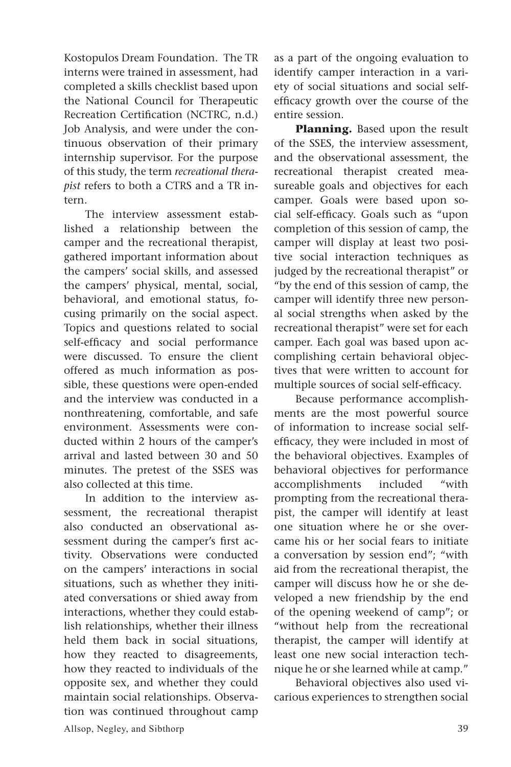Kostopulos Dream Foundation. The TR interns were trained in assessment, had completed a skills checklist based upon the National Council for Therapeutic Recreation Certification (NCTRC, n.d.) Job Analysis, and were under the continuous observation of their primary internship supervisor. For the purpose of this study, the term *recreational therapist* refers to both a CTRS and a TR intern.

The interview assessment established a relationship between the camper and the recreational therapist, gathered important information about the campers' social skills, and assessed the campers' physical, mental, social, behavioral, and emotional status, focusing primarily on the social aspect. Topics and questions related to social self-efficacy and social performance were discussed. To ensure the client offered as much information as possible, these questions were open-ended and the interview was conducted in a nonthreatening, comfortable, and safe environment. Assessments were conducted within 2 hours of the camper's arrival and lasted between 30 and 50 minutes. The pretest of the SSES was also collected at this time.

In addition to the interview assessment, the recreational therapist also conducted an observational assessment during the camper's first activity. Observations were conducted on the campers' interactions in social situations, such as whether they initiated conversations or shied away from interactions, whether they could establish relationships, whether their illness held them back in social situations, how they reacted to disagreements, how they reacted to individuals of the opposite sex, and whether they could maintain social relationships. Observation was continued throughout camp as a part of the ongoing evaluation to identify camper interaction in a variety of social situations and social self-efficacy growth over the course of the entire session.

**Planning.** Based upon the result of the SSES, the interview assessment, and the observational assessment, the recreational therapist created measureable goals and objectives for each camper. Goals were based upon social self-efficacy. Goals such as "upon completion of this session of camp, the camper will display at least two positive social interaction techniques as judged by the recreational therapist" or "by the end of this session of camp, the camper will identify three new personal social strengths when asked by the recreational therapist" were set for each camper. Each goal was based upon accomplishing certain behavioral objectives that were written to account for multiple sources of social self-efficacy.

Because performance accomplishments are the most powerful source of information to increase social self-efficacy, they were included in most of the behavioral objectives. Examples of behavioral objectives for performance accomplishments included "with prompting from the recreational therapist, the camper will identify at least one situation where he or she overcame his or her social fears to initiate a conversation by session end"; "with aid from the recreational therapist, the camper will discuss how he or she developed a new friendship by the end of the opening weekend of camp"; or "without help from the recreational therapist, the camper will identify at least one new social interaction technique he or she learned while at camp."

Behavioral objectives also used vicarious experiences to strengthen social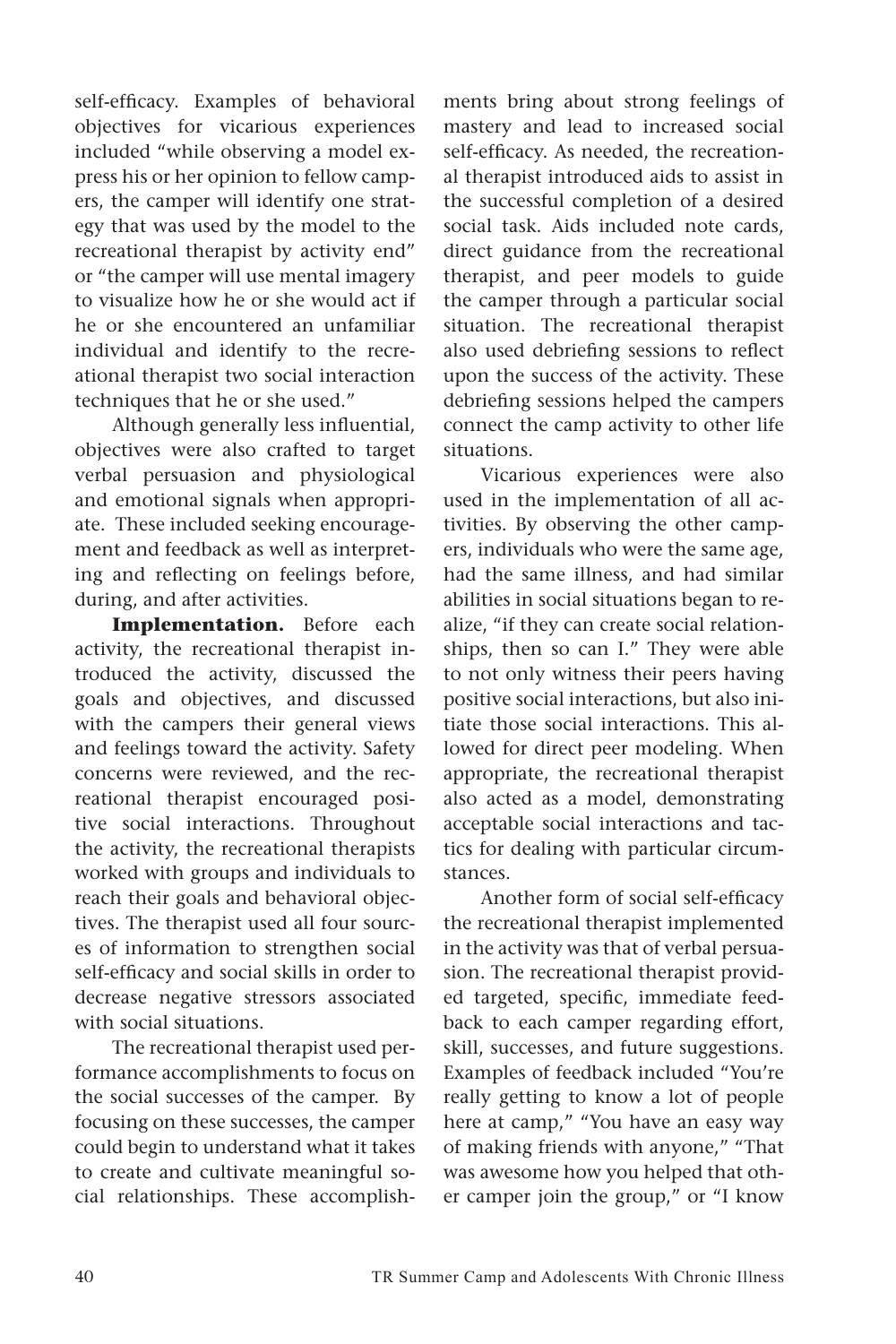self-efficacy. Examples of behavioral objectives for vicarious experiences included "while observing a model express his or her opinion to fellow campers, the camper will identify one strategy that was used by the model to the recreational therapist by activity end" or "the camper will use mental imagery to visualize how he or she would act if he or she encountered an unfamiliar individual and identify to the recreational therapist two social interaction techniques that he or she used."

Although generally less influential, objectives were also crafted to target verbal persuasion and physiological and emotional signals when appropriate. These included seeking encouragement and feedback as well as interpreting and reflecting on feelings before, during, and after activities.

**Implementation.** Before each activity, the recreational therapist introduced the activity, discussed the goals and objectives, and discussed with the campers their general views and feelings toward the activity. Safety concerns were reviewed, and the recreational therapist encouraged positive social interactions. Throughout the activity, the recreational therapists worked with groups and individuals to reach their goals and behavioral objectives. The therapist used all four sources of information to strengthen social self-efficacy and social skills in order to decrease negative stressors associated with social situations.

The recreational therapist used performance accomplishments to focus on the social successes of the camper. By focusing on these successes, the camper could begin to understand what it takes to create and cultivate meaningful social relationships. These accomplishments bring about strong feelings of mastery and lead to increased social self-efficacy. As needed, the recreational therapist introduced aids to assist in the successful completion of a desired social task. Aids included note cards, direct guidance from the recreational therapist, and peer models to guide the camper through a particular social situation. The recreational therapist also used debriefing sessions to reflect upon the success of the activity. These debriefing sessions helped the campers connect the camp activity to other life situations.

Vicarious experiences were also used in the implementation of all activities. By observing the other campers, individuals who were the same age, had the same illness, and had similar abilities in social situations began to realize, "if they can create social relationships, then so can I." They were able to not only witness their peers having positive social interactions, but also initiate those social interactions. This allowed for direct peer modeling. When appropriate, the recreational therapist also acted as a model, demonstrating acceptable social interactions and tactics for dealing with particular circumstances.

Another form of social self-efficacy the recreational therapist implemented in the activity was that of verbal persuasion. The recreational therapist provided targeted, specific, immediate feedback to each camper regarding effort, skill, successes, and future suggestions. Examples of feedback included "You're really getting to know a lot of people here at camp," "You have an easy way of making friends with anyone," "That was awesome how you helped that other camper join the group," or "I know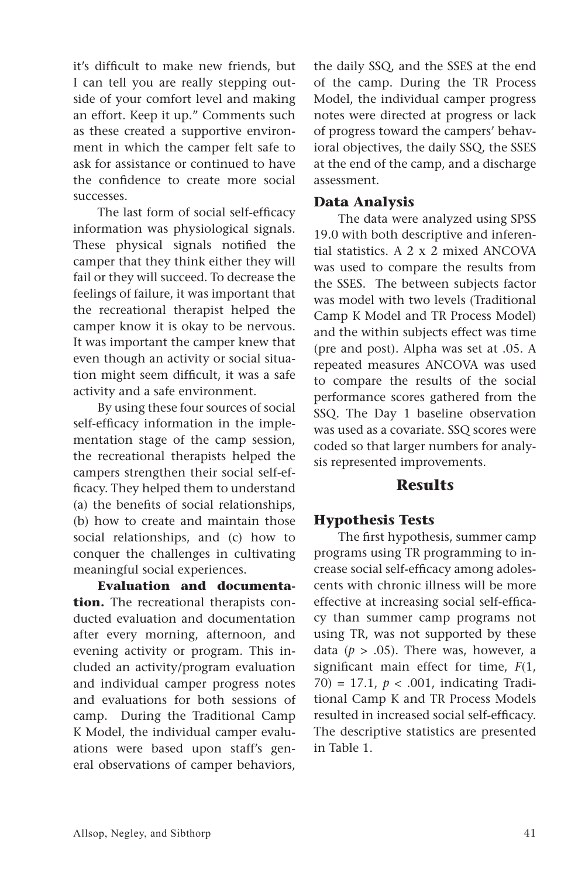it's difficult to make new friends, but I can tell you are really stepping outside of your comfort level and making an effort. Keep it up." Comments such as these created a supportive environment in which the camper felt safe to ask for assistance or continued to have the confidence to create more social successes.

The last form of social self-efficacy information was physiological signals. These physical signals notified the camper that they think either they will fail or they will succeed. To decrease the feelings of failure, it was important that the recreational therapist helped the camper know it is okay to be nervous. It was important the camper knew that even though an activity or social situation might seem difficult, it was a safe activity and a safe environment.

By using these four sources of social self-efficacy information in the implementation stage of the camp session, the recreational therapists helped the campers strengthen their social self-efficacy. They helped them to understand (a) the benefits of social relationships, (b) how to create and maintain those social relationships, and (c) how to conquer the challenges in cultivating meaningful social experiences.

**Evaluation and documentation.** The recreational therapists conducted evaluation and documentation after every morning, afternoon, and evening activity or program. This included an activity/program evaluation and individual camper progress notes and evaluations for both sessions of camp. During the Traditional Camp K Model, the individual camper evaluations were based upon staff's general observations of camper behaviors, the daily SSQ, and the SSES at the end of the camp. During the TR Process Model, the individual camper progress notes were directed at progress or lack of progress toward the campers' behavioral objectives, the daily SSQ, the SSES at the end of the camp, and a discharge assessment.

### Data Analysis

The data were analyzed using SPSS 19.0 with both descriptive and inferential statistics. A 2 x 2 mixed ANCOVA was used to compare the results from the SSES. The between subjects factor was model with two levels (Traditional Camp K Model and TR Process Model) and the within subjects effect was time (pre and post). Alpha was set at .05. A repeated measures ANCOVA was used to compare the results of the social performance scores gathered from the SSQ. The Day 1 baseline observation was used as a covariate. SSQ scores were coded so that larger numbers for analysis represented improvements.

## Results

### Hypothesis Tests

The first hypothesis, summer camp programs using TR programming to increase social self-efficacy among adolescents with chronic illness will be more effective at increasing social self-efficacy than summer camp programs not using TR, was not supported by these data ($p > .05$). There was, however, a significant main effect for time, $F(1, 70) = 17.1$, $p < .001$, indicating Traditional Camp K and TR Process Models resulted in increased social self-efficacy. The descriptive statistics are presented in Table 1.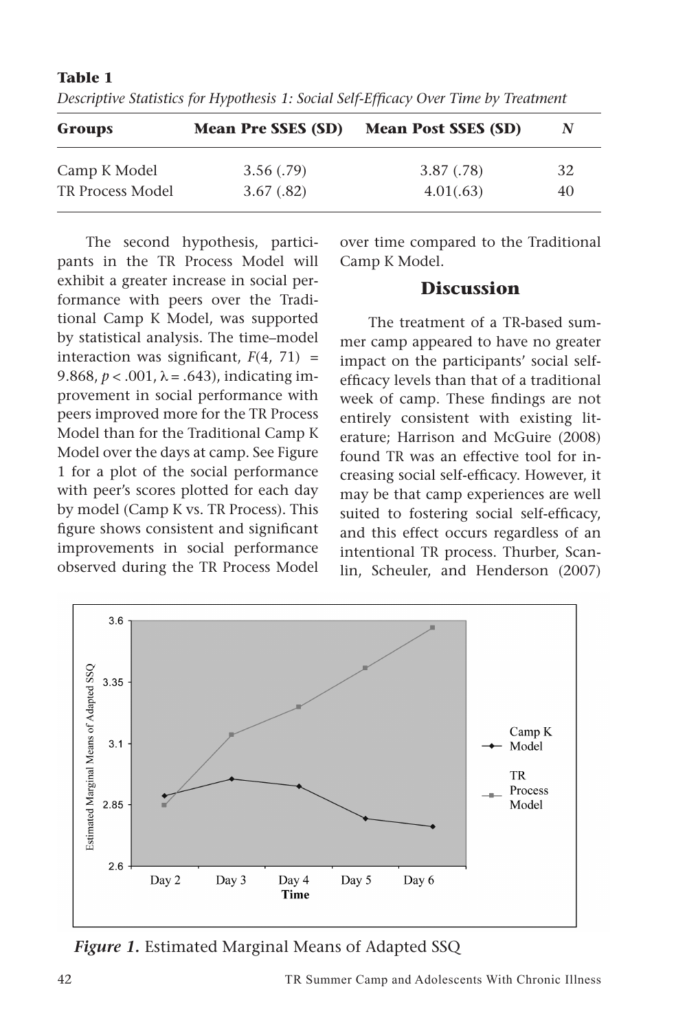**Table 1**

*Descriptive Statistics for Hypothesis 1: Social Self-Efficacy Over Time by Treatment*

| Groups | Mean Pre SSES (SD) | Mean Post SSES (SD) | N |
|---|---|---|---|
| Camp K Model | 3.56 (.79) | 3.87 (.78) | 32 |
| TR Process Model | 3.67 (.82) | 4.01(.63) | 40 |

The second hypothesis, participants in the TR Process Model will exhibit a greater increase in social performance with peers over the Traditional Camp K Model, was supported by statistical analysis. The time–model interaction was significant, $F(4, 71) = 9.868$, $p < .001$, $\lambda = .643$), indicating improvement in social performance with peers improved more for the TR Process Model than for the Traditional Camp K Model over the days at camp. See Figure 1 for a plot of the social performance with peer's scores plotted for each day by model (Camp K vs. TR Process). This figure shows consistent and significant improvements in social performance observed during the TR Process Model over time compared to the Traditional Camp K Model.

## Discussion

The treatment of a TR-based summer camp appeared to have no greater impact on the participants' social self-efficacy levels than that of a traditional week of camp. These findings are not entirely consistent with existing literature; Harrison and McGuire (2008) found TR was an effective tool for increasing social self-efficacy. However, it may be that camp experiences are well suited to fostering social self-efficacy, and this effect occurs regardless of an intentional TR process. Thurber, Scanlin, Scheuler, and Henderson (2007)

*Figure 1.* Estimated Marginal Means of Adapted SSQ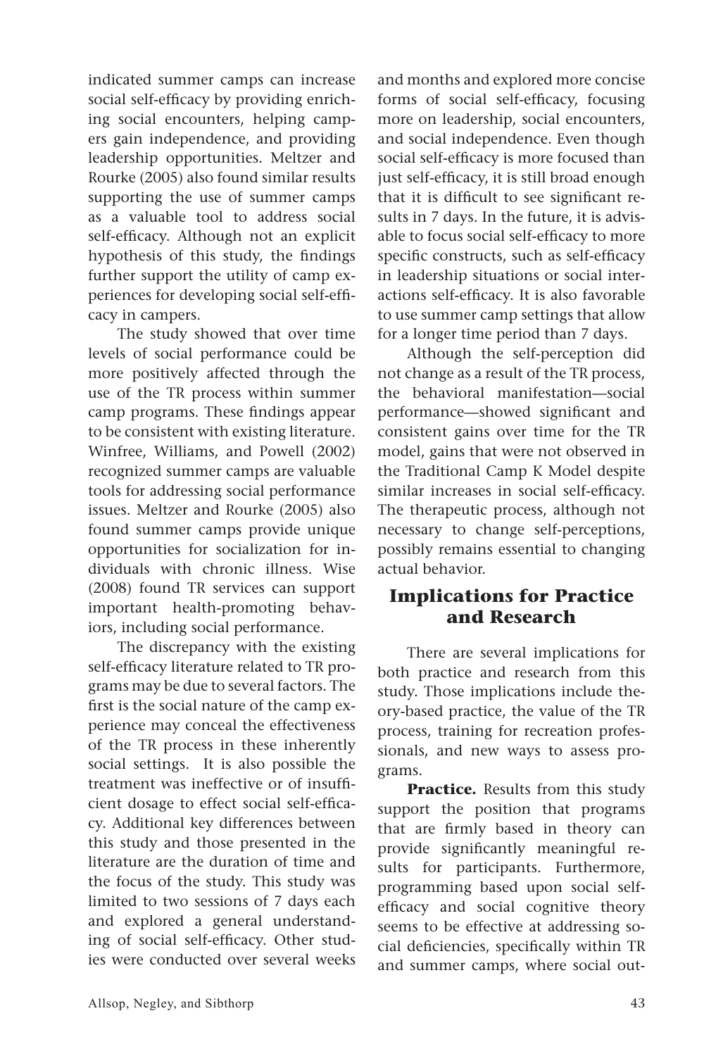indicated summer camps can increase social self-efficacy by providing enriching social encounters, helping campers gain independence, and providing leadership opportunities. Meltzer and Rourke (2005) also found similar results supporting the use of summer camps as a valuable tool to address social self-efficacy. Although not an explicit hypothesis of this study, the findings further support the utility of camp experiences for developing social self-efficacy in campers.

The study showed that over time levels of social performance could be more positively affected through the use of the TR process within summer camp programs. These findings appear to be consistent with existing literature. Winfree, Williams, and Powell (2002) recognized summer camps are valuable tools for addressing social performance issues. Meltzer and Rourke (2005) also found summer camps provide unique opportunities for socialization for individuals with chronic illness. Wise (2008) found TR services can support important health-promoting behaviors, including social performance.

The discrepancy with the existing self-efficacy literature related to TR programs may be due to several factors. The first is the social nature of the camp experience may conceal the effectiveness of the TR process in these inherently social settings. It is also possible the treatment was ineffective or of insufficient dosage to effect social self-efficacy. Additional key differences between this study and those presented in the literature are the duration of time and the focus of the study. This study was limited to two sessions of 7 days each and explored a general understanding of social self-efficacy. Other studies were conducted over several weeks and months and explored more concise forms of social self-efficacy, focusing more on leadership, social encounters, and social independence. Even though social self-efficacy is more focused than just self-efficacy, it is still broad enough that it is difficult to see significant results in 7 days. In the future, it is advisable to focus social self-efficacy to more specific constructs, such as self-efficacy in leadership situations or social interactions self-efficacy. It is also favorable to use summer camp settings that allow for a longer time period than 7 days.

Although the self-perception did not change as a result of the TR process, the behavioral manifestation—social performance—showed significant and consistent gains over time for the TR model, gains that were not observed in the Traditional Camp K Model despite similar increases in social self-efficacy. The therapeutic process, although not necessary to change self-perceptions, possibly remains essential to changing actual behavior.

## Implications for Practice and Research

There are several implications for both practice and research from this study. Those implications include theory-based practice, the value of the TR process, training for recreation professionals, and new ways to assess programs.

**Practice.** Results from this study support the position that programs that are firmly based in theory can provide significantly meaningful results for participants. Furthermore, programming based upon social self-efficacy and social cognitive theory seems to be effective at addressing social deficiencies, specifically within TR and summer camps, where social out-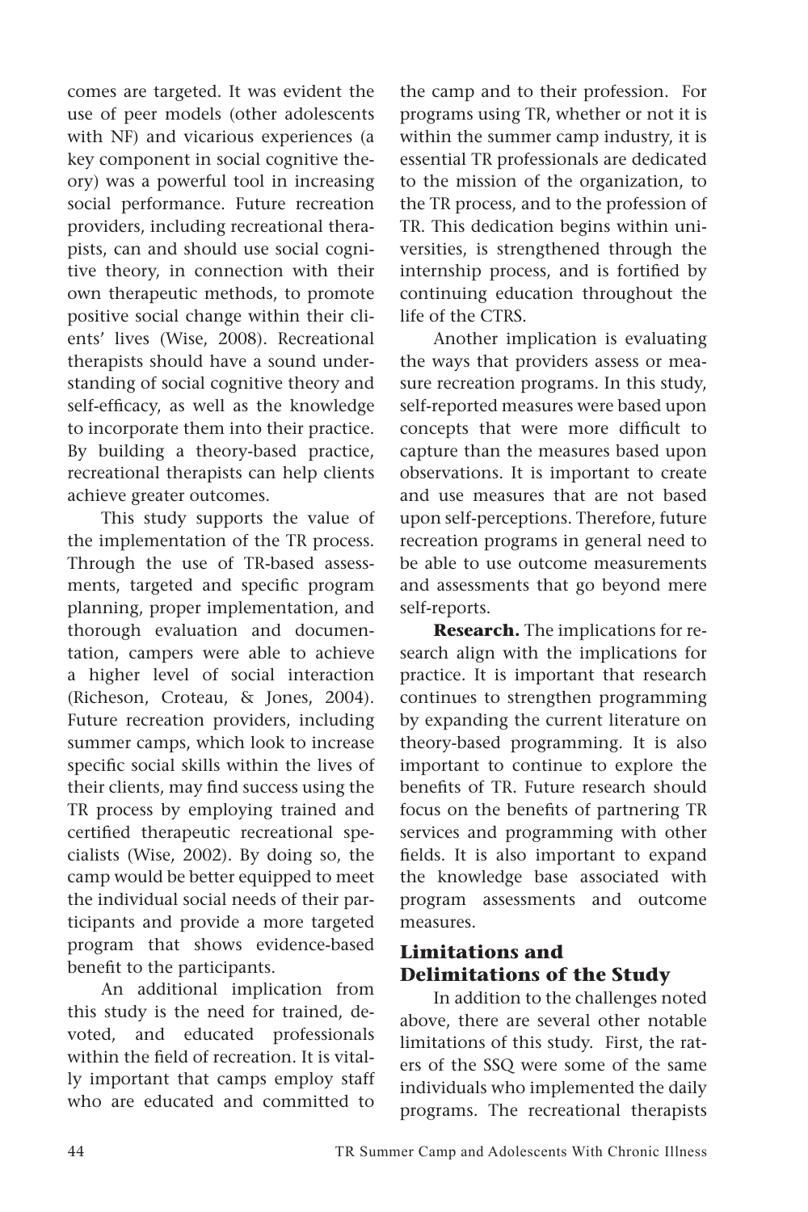comes are targeted. It was evident the use of peer models (other adolescents with NF) and vicarious experiences (a key component in social cognitive theory) was a powerful tool in increasing social performance. Future recreation providers, including recreational therapists, can and should use social cognitive theory, in connection with their own therapeutic methods, to promote positive social change within their clients' lives (Wise, 2008). Recreational therapists should have a sound understanding of social cognitive theory and self-efficacy, as well as the knowledge to incorporate them into their practice. By building a theory-based practice, recreational therapists can help clients achieve greater outcomes.

This study supports the value of the implementation of the TR process. Through the use of TR-based assessments, targeted and specific program planning, proper implementation, and thorough evaluation and documentation, campers were able to achieve a higher level of social interaction (Richeson, Croteau, & Jones, 2004). Future recreation providers, including summer camps, which look to increase specific social skills within the lives of their clients, may find success using the TR process by employing trained and certified therapeutic recreational specialists (Wise, 2002). By doing so, the camp would be better equipped to meet the individual social needs of their participants and provide a more targeted program that shows evidence-based benefit to the participants.

An additional implication from this study is the need for trained, devoted, and educated professionals within the field of recreation. It is vitally important that camps employ staff who are educated and committed to the camp and to their profession. For programs using TR, whether or not it is within the summer camp industry, it is essential TR professionals are dedicated to the mission of the organization, to the TR process, and to the profession of TR. This dedication begins within universities, is strengthened through the internship process, and is fortified by continuing education throughout the life of the CTRS.

Another implication is evaluating the ways that providers assess or measure recreation programs. In this study, self-reported measures were based upon concepts that were more difficult to capture than the measures based upon observations. It is important to create and use measures that are not based upon self-perceptions. Therefore, future recreation programs in general need to be able to use outcome measurements and assessments that go beyond mere self-reports.

**Research.** The implications for research align with the implications for practice. It is important that research continues to strengthen programming by expanding the current literature on theory-based programming. It is also important to continue to explore the benefits of TR. Future research should focus on the benefits of partnering TR services and programming with other fields. It is also important to expand the knowledge base associated with program assessments and outcome measures.

## Limitations and Delimitations of the Study

In addition to the challenges noted above, there are several other notable limitations of this study. First, the raters of the SSQ were some of the same individuals who implemented the daily programs. The recreational therapists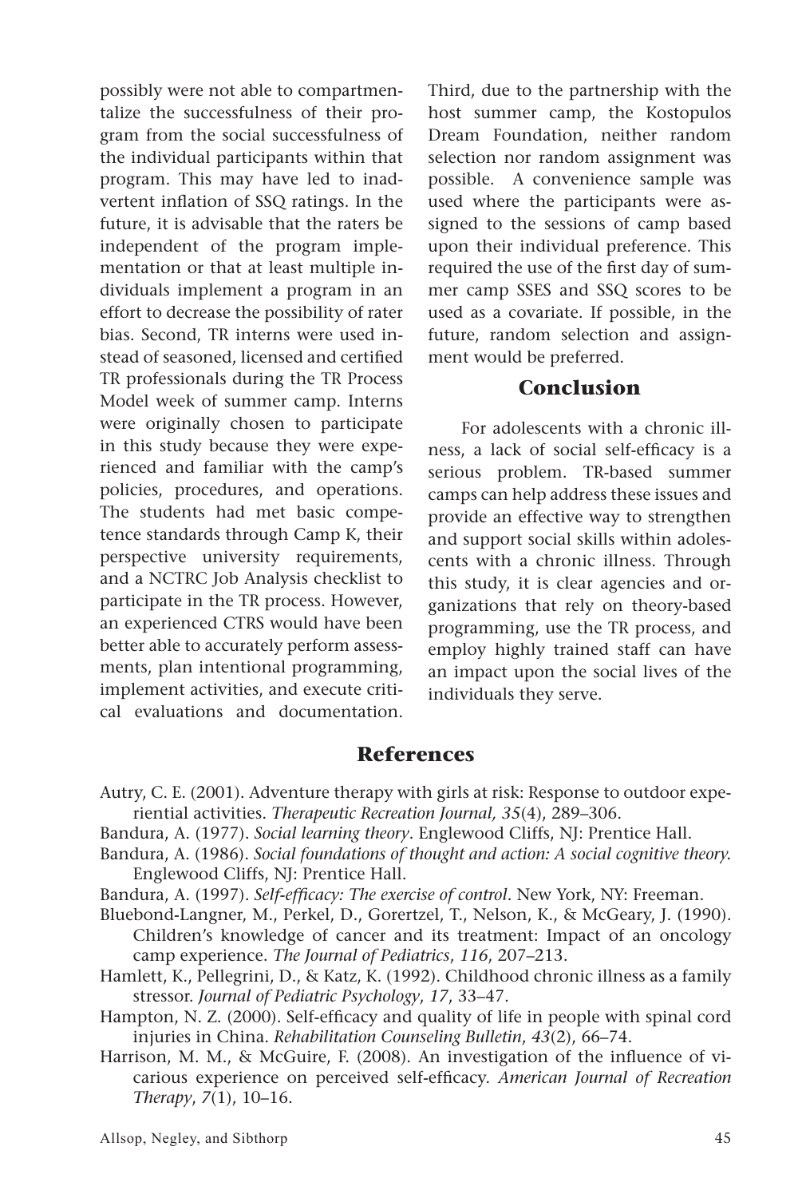possibly were not able to compartmentalize the successfulness of their program from the social successfulness of the individual participants within that program. This may have led to inadvertent inflation of SSQ ratings. In the future, it is advisable that the raters be independent of the program implementation or that at least multiple individuals implement a program in an effort to decrease the possibility of rater bias. Second, TR interns were used instead of seasoned, licensed and certified TR professionals during the TR Process Model week of summer camp. Interns were originally chosen to participate in this study because they were experienced and familiar with the camp's policies, procedures, and operations. The students had met basic competence standards through Camp K, their perspective university requirements, and a NCTRC Job Analysis checklist to participate in the TR process. However, an experienced CTRS would have been better able to accurately perform assessments, plan intentional programming, implement activities, and execute critical evaluations and documentation. Third, due to the partnership with the host summer camp, the Kostopulos Dream Foundation, neither random selection nor random assignment was possible. A convenience sample was used where the participants were assigned to the sessions of camp based upon their individual preference. This required the use of the first day of summer camp SSES and SSQ scores to be used as a covariate. If possible, in the future, random selection and assignment would be preferred.

## Conclusion

For adolescents with a chronic illness, a lack of social self-efficacy is a serious problem. TR-based summer camps can help address these issues and provide an effective way to strengthen and support social skills within adolescents with a chronic illness. Through this study, it is clear agencies and organizations that rely on theory-based programming, use the TR process, and employ highly trained staff can have an impact upon the social lives of the individuals they serve.

## References

Autry, C. E. (2001). Adventure therapy with girls at risk: Response to outdoor experiential activities. *Therapeutic Recreation Journal, 35*(4), 289–306.

Bandura, A. (1977). *Social learning theory*. Englewood Cliffs, NJ: Prentice Hall.

Bandura, A. (1986). *Social foundations of thought and action: A social cognitive theory.* Englewood Cliffs, NJ: Prentice Hall.

Bandura, A. (1997). *Self-efficacy: The exercise of control*. New York, NY: Freeman.

Bluebond-Langner, M., Perkel, D., Gorertzel, T., Nelson, K., & McGeary, J. (1990). Children's knowledge of cancer and its treatment: Impact of an oncology camp experience. *The Journal of Pediatrics*, *116*, 207–213.

Hamlett, K., Pellegrini, D., & Katz, K. (1992). Childhood chronic illness as a family stressor. *Journal of Pediatric Psychology*, *17*, 33–47.

Hampton, N. Z. (2000). Self-efficacy and quality of life in people with spinal cord injuries in China. *Rehabilitation Counseling Bulletin*, *43*(2), 66–74.

Harrison, M. M., & McGuire, F. (2008). An investigation of the influence of vicarious experience on perceived self-efficacy. *American Journal of Recreation Therapy*, *7*(1), 10–16.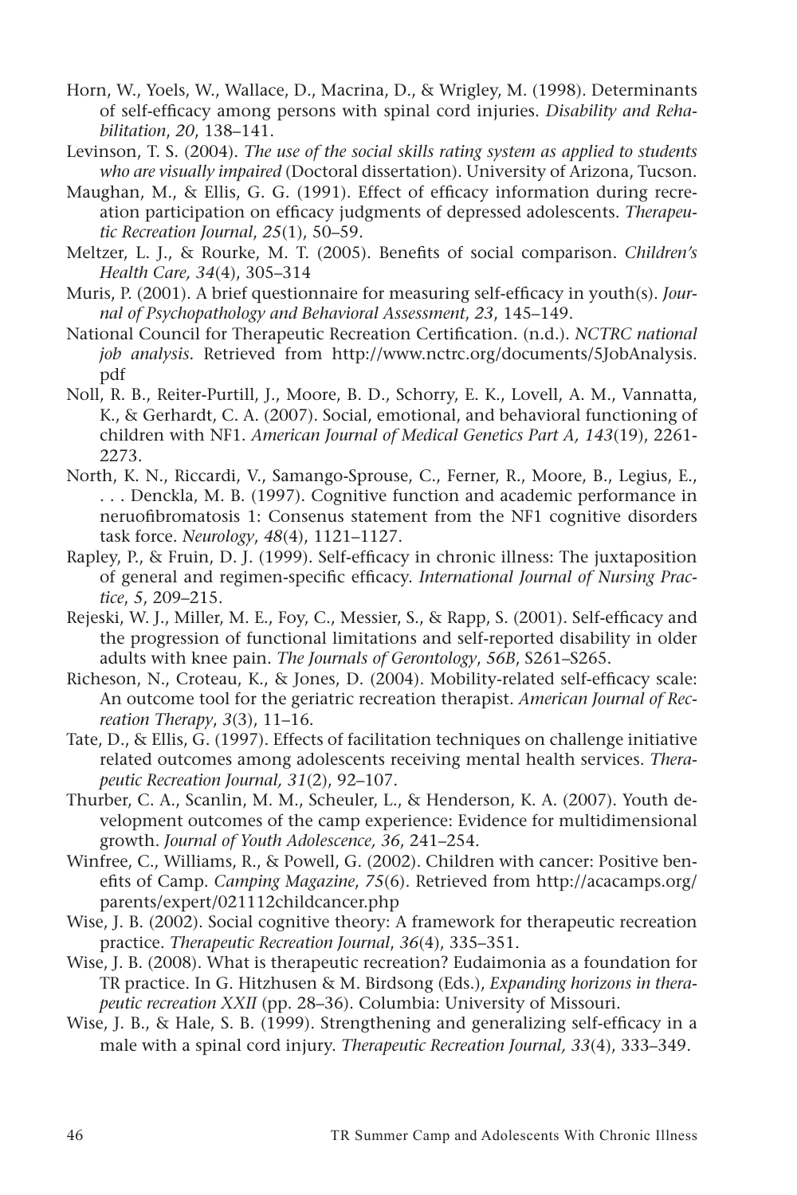Horn, W., Yoels, W., Wallace, D., Macrina, D., & Wrigley, M. (1998). Determinants of self-efficacy among persons with spinal cord injuries. *Disability and Rehabilitation*, *20*, 138–141.

Levinson, T. S. (2004). *The use of the social skills rating system as applied to students who are visually impaired* (Doctoral dissertation). University of Arizona, Tucson.

Maughan, M., & Ellis, G. G. (1991). Effect of efficacy information during recreation participation on efficacy judgments of depressed adolescents. *Therapeutic Recreation Journal*, *25*(1), 50–59.

Meltzer, L. J., & Rourke, M. T. (2005). Benefits of social comparison. *Children's Health Care, 34*(4), 305–314

Muris, P. (2001). A brief questionnaire for measuring self-efficacy in youth(s). *Journal of Psychopathology and Behavioral Assessment*, *23*, 145–149.

National Council for Therapeutic Recreation Certification. (n.d.). *NCTRC national job analysis*. Retrieved from http://www.nctrc.org/documents/5JobAnalysis.pdf

Noll, R. B., Reiter-Purtill, J., Moore, B. D., Schorry, E. K., Lovell, A. M., Vannatta, K., & Gerhardt, C. A. (2007). Social, emotional, and behavioral functioning of children with NF1. *American Journal of Medical Genetics Part A, 143*(19), 2261-2273.

North, K. N., Riccardi, V., Samango-Sprouse, C., Ferner, R., Moore, B., Legius, E., . . . Denckla, M. B. (1997). Cognitive function and academic performance in neruofibromatosis 1: Consenus statement from the NF1 cognitive disorders task force. *Neurology*, *48*(4), 1121–1127.

Rapley, P., & Fruin, D. J. (1999). Self-efficacy in chronic illness: The juxtaposition of general and regimen-specific efficacy. *International Journal of Nursing Practice*, *5*, 209–215.

Rejeski, W. J., Miller, M. E., Foy, C., Messier, S., & Rapp, S. (2001). Self-efficacy and the progression of functional limitations and self-reported disability in older adults with knee pain. *The Journals of Gerontology*, *56B*, S261–S265.

Richeson, N., Croteau, K., & Jones, D. (2004). Mobility-related self-efficacy scale: An outcome tool for the geriatric recreation therapist. *American Journal of Recreation Therapy*, *3*(3), 11–16.

Tate, D., & Ellis, G. (1997). Effects of facilitation techniques on challenge initiative related outcomes among adolescents receiving mental health services. *Therapeutic Recreation Journal, 31*(2), 92–107.

Thurber, C. A., Scanlin, M. M., Scheuler, L., & Henderson, K. A. (2007). Youth development outcomes of the camp experience: Evidence for multidimensional growth. *Journal of Youth Adolescence, 36*, 241–254.

Winfree, C., Williams, R., & Powell, G. (2002). Children with cancer: Positive benefits of Camp. *Camping Magazine*, *75*(6). Retrieved from http://acacamps.org/parents/expert/021112childcancer.php

Wise, J. B. (2002). Social cognitive theory: A framework for therapeutic recreation practice. *Therapeutic Recreation Journal*, *36*(4), 335–351.

Wise, J. B. (2008). What is therapeutic recreation? Eudaimonia as a foundation for TR practice. In G. Hitzhusen & M. Birdsong (Eds.), *Expanding horizons in therapeutic recreation XXII* (pp. 28–36). Columbia: University of Missouri.

Wise, J. B., & Hale, S. B. (1999). Strengthening and generalizing self-efficacy in a male with a spinal cord injury. *Therapeutic Recreation Journal, 33*(4), 333–349.